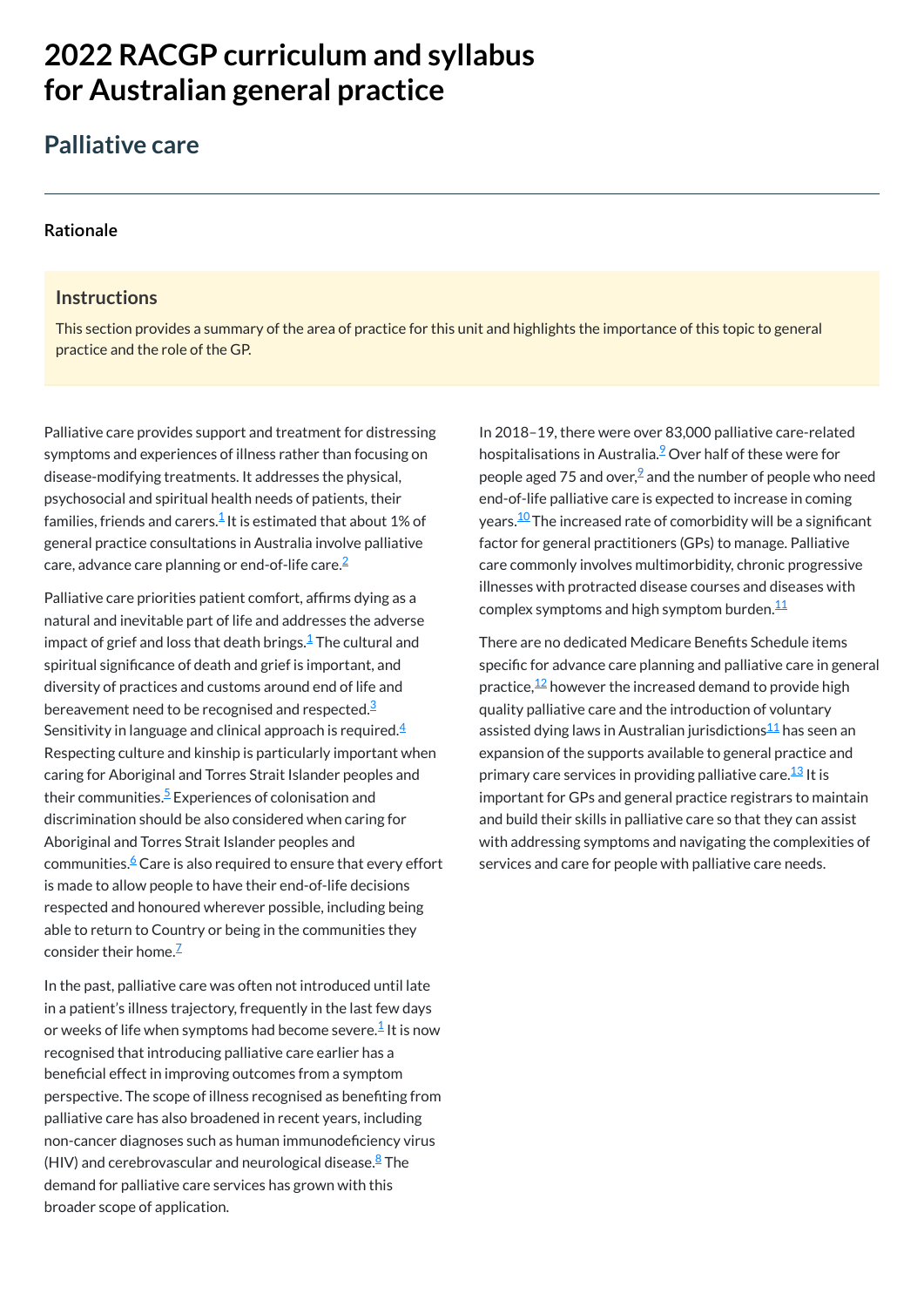# 2022 RACGP curriculum and syllabus for Australian general practice

## Palliative care

### Rationale

#### Instructions

This section provides a summary of the area of practice for this unit and highlights the importance of this topic to general practice and the role of the GP.

Palliative care provides support and treatment for distressing symptoms and experiences of illness rather than focusing on disease-modifying treatments. It addresses the physical, psychosocial and spiritual health needs of patients, their families, friends and carers.[1] It is estimated that about 1% of general practice consultations in Australia involve palliative care, advance care planning or end-of-life care.[2]

Palliative care priorities patient comfort, affirms dying as a natural and inevitable part of life and addresses the adverse impact of grief and loss that death brings.[1] The cultural and spiritual significance of death and grief is important, and diversity of practices and customs around end of life and bereavement need to be recognised and respected.[3] Sensitivity in language and clinical approach is required.[4] Respecting culture and kinship is particularly important when caring for Aboriginal and Torres Strait Islander peoples and their communities.[5] Experiences of colonisation and discrimination should be also considered when caring for Aboriginal and Torres Strait Islander peoples and communities.[6] Care is also required to ensure that every effort is made to allow people to have their end-of-life decisions respected and honoured wherever possible, including being able to return to Country or being in the communities they consider their home.[7]

In the past, palliative care was often not introduced until late in a patient's illness trajectory, frequently in the last few days or weeks of life when symptoms had become severe.[1] It is now recognised that introducing palliative care earlier has a beneficial effect in improving outcomes from a symptom perspective. The scope of illness recognised as benefiting from palliative care has also broadened in recent years, including non-cancer diagnoses such as human immunodeficiency virus (HIV) and cerebrovascular and neurological disease.[8] The demand for palliative care services has grown with this broader scope of application.

In 2018–19, there were over 83,000 palliative care-related hospitalisations in Australia.[9] Over half of these were for people aged 75 and over,[9] and the number of people who need end-of-life palliative care is expected to increase in coming years.[10] The increased rate of comorbidity will be a significant factor for general practitioners (GPs) to manage. Palliative care commonly involves multimorbidity, chronic progressive illnesses with protracted disease courses and diseases with complex symptoms and high symptom burden.[11]

There are no dedicated Medicare Benefits Schedule items specific for advance care planning and palliative care in general practice,[12] however the increased demand to provide high quality palliative care and the introduction of voluntary assisted dying laws in Australian jurisdictions[11] has seen an expansion of the supports available to general practice and primary care services in providing palliative care.[13] It is important for GPs and general practice registrars to maintain and build their skills in palliative care so that they can assist with addressing symptoms and navigating the complexities of services and care for people with palliative care needs.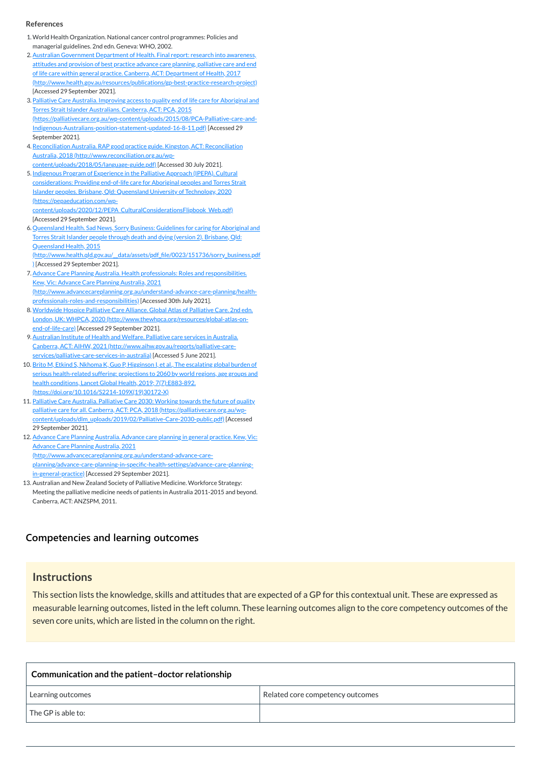**References**

1. World Health Organization. National cancer control programmes: Policies and managerial guidelines. 2nd edn. Geneva: WHO, 2002.
2. Australian Government Department of Health. Final report: research into awareness, attitudes and provision of best practice advance care planning, palliative care and end of life care within general practice. Canberra, ACT: Department of Health, 2017 (http://www.health.gov.au/resources/publications/gp-best-practice-research-project) [Accessed 29 September 2021].
3. Palliative Care Australia. Improving access to quality end of life care for Aboriginal and Torres Strait Islander Australians. Canberra, ACT: PCA, 2015 (https://palliativecare.org.au/wp-content/uploads/2015/08/PCA-Palliative-care-and-Indigenous-Australians-position-statement-updated-16-8-11.pdf) [Accessed 29 September 2021].
4. Reconciliation Australia. RAP good practice guide. Kingston, ACT: Reconciliation Australia, 2018 (http://www.reconciliation.org.au/wp-content/uploads/2018/05/language-guide.pdf) [Accessed 30 July 2021].
5. Indigenous Program of Experience in the Palliative Approach (IPEPA). Cultural considerations: Providing end-of-life care for Aboriginal peoples and Torres Strait Islander peoples. Brisbane, Qld: Queensland University of Technology, 2020 (https://pepaeducation.com/wp-content/uploads/2020/12/PEPA_CulturalConsiderationsFlipbook_Web.pdf) [Accessed 29 September 2021].
6. Queensland Health. Sad News, Sorry Business: Guidelines for caring for Aboriginal and Torres Strait Islander people through death and dying (version 2). Brisbane, Qld: Queensland Health, 2015 (http://www.health.qld.gov.au/__data/assets/pdf_file/0023/151736/sorry_business.pdf) [Accessed 29 September 2021].
7. Advance Care Planning Australia. Health professionals: Roles and responsibilities. Kew, Vic: Advance Care Planning Australia, 2021 (http://www.advancecareplanning.org.au/understand-advance-care-planning/health-professionals-roles-and-responsibilities) [Accessed 30th July 2021].
8. Worldwide Hospice Palliative Care Alliance. Global Atlas of Palliative Care. 2nd edn. London, UK: WHPCA, 2020 (http://www.thewhpca.org/resources/global-atlas-on-end-of-life-care) [Accessed 29 September 2021].
9. Australian Institute of Health and Welfare. Palliative care services in Australia. Canberra, ACT: AIHW, 2021 (http://www.aihw.gov.au/reports/palliative-care-services/palliative-care-services-in-australia) [Accessed 5 June 2021].
10. Brito M, Etkind S, Nkhoma K, Guo P, Higginson I, et al., The escalating global burden of serious health-related suffering: projections to 2060 by world regions, age groups and health conditions. Lancet Global Health. 2019; 7(7):E883-892. (https://doi.org/10.1016/S2214-109X(19)30172-X)
11. Palliative Care Australia. Palliative Care 2030: Working towards the future of quality palliative care for all. Canberra, ACT: PCA, 2018 (https://palliativecare.org.au/wp-content/uploads/dlm_uploads/2019/02/Palliative-Care-2030-public.pdf) [Accessed 29 September 2021].
12. Advance Care Planning Australia. Advance care planning in general practice. Kew, Vic: Advance Care Planning Australia, 2021 (http://www.advancecareplanning.org.au/understand-advance-care-planning/advance-care-planning-in-specific-health-settings/advance-care-planning-in-general-practice) [Accessed 29 September 2021].
13. Australian and New Zealand Society of Palliative Medicine. Workforce Strategy: Meeting the palliative medicine needs of patients in Australia 2011-2015 and beyond. Canberra, ACT: ANZSPM, 2011.

## Competencies and learning outcomes

### Instructions

This section lists the knowledge, skills and attitudes that are expected of a GP for this contextual unit. These are expressed as measurable learning outcomes, listed in the left column. These learning outcomes align to the core competency outcomes of the seven core units, which are listed in the column on the right.

| **Communication and the patient–doctor relationship** | |
|---|---|
| Learning outcomes | Related core competency outcomes |
| The GP is able to: | |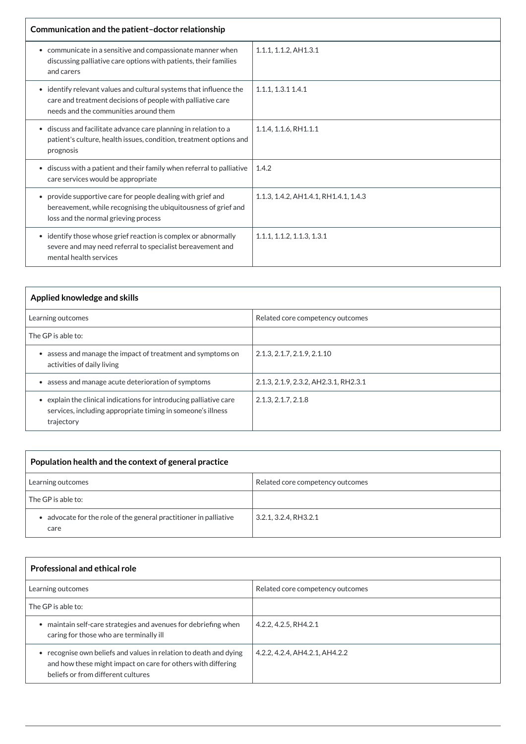| Communication and the patient–doctor relationship | |
|---|---|
| • communicate in a sensitive and compassionate manner when discussing palliative care options with patients, their families and carers | 1.1.1, 1.1.2, AH1.3.1 |
| • identify relevant values and cultural systems that influence the care and treatment decisions of people with palliative care needs and the communities around them | 1.1.1, 1.3.1 1.4.1 |
| • discuss and facilitate advance care planning in relation to a patient's culture, health issues, condition, treatment options and prognosis | 1.1.4, 1.1.6, RH1.1.1 |
| • discuss with a patient and their family when referral to palliative care services would be appropriate | 1.4.2 |
| • provide supportive care for people dealing with grief and bereavement, while recognising the ubiquitousness of grief and loss and the normal grieving process | 1.1.3, 1.4.2, AH1.4.1, RH1.4.1, 1.4.3 |
| • identify those whose grief reaction is complex or abnormally severe and may need referral to specialist bereavement and mental health services | 1.1.1, 1.1.2, 1.1.3, 1.3.1 |

| Applied knowledge and skills | |
|---|---|
| Learning outcomes | Related core competency outcomes |
| The GP is able to: | |
| • assess and manage the impact of treatment and symptoms on activities of daily living | 2.1.3, 2.1.7, 2.1.9, 2.1.10 |
| • assess and manage acute deterioration of symptoms | 2.1.3, 2.1.9, 2.3.2, AH2.3.1, RH2.3.1 |
| • explain the clinical indications for introducing palliative care services, including appropriate timing in someone's illness trajectory | 2.1.3, 2.1.7, 2.1.8 |

| Population health and the context of general practice | |
|---|---|
| Learning outcomes | Related core competency outcomes |
| The GP is able to: | |
| • advocate for the role of the general practitioner in palliative care | 3.2.1, 3.2.4, RH3.2.1 |

| Professional and ethical role | |
|---|---|
| Learning outcomes | Related core competency outcomes |
| The GP is able to: | |
| • maintain self-care strategies and avenues for debriefing when caring for those who are terminally ill | 4.2.2, 4.2.5, RH4.2.1 |
| • recognise own beliefs and values in relation to death and dying and how these might impact on care for others with differing beliefs or from different cultures | 4.2.2, 4.2.4, AH4.2.1, AH4.2.2 |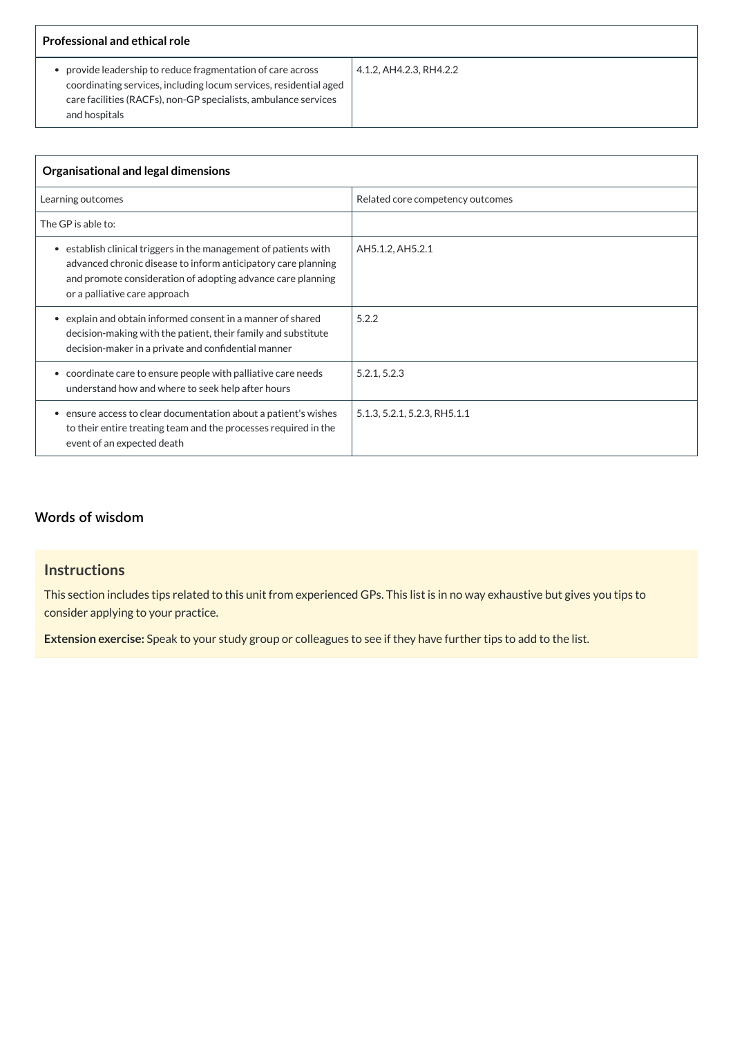| Professional and ethical role | |
|---|---|
| • provide leadership to reduce fragmentation of care across coordinating services, including locum services, residential aged care facilities (RACFs), non-GP specialists, ambulance services and hospitals | 4.1.2, AH4.2.3, RH4.2.2 |

| Organisational and legal dimensions | |
|---|---|
| Learning outcomes | Related core competency outcomes |
| The GP is able to: | |
| • establish clinical triggers in the management of patients with advanced chronic disease to inform anticipatory care planning and promote consideration of adopting advance care planning or a palliative care approach | AH5.1.2, AH5.2.1 |
| • explain and obtain informed consent in a manner of shared decision-making with the patient, their family and substitute decision-maker in a private and confidential manner | 5.2.2 |
| • coordinate care to ensure people with palliative care needs understand how and where to seek help after hours | 5.2.1, 5.2.3 |
| • ensure access to clear documentation about a patient's wishes to their entire treating team and the processes required in the event of an expected death | 5.1.3, 5.2.1, 5.2.3, RH5.1.1 |

## Words of wisdom

### Instructions

This section includes tips related to this unit from experienced GPs. This list is in no way exhaustive but gives you tips to consider applying to your practice.

**Extension exercise:** Speak to your study group or colleagues to see if they have further tips to add to the list.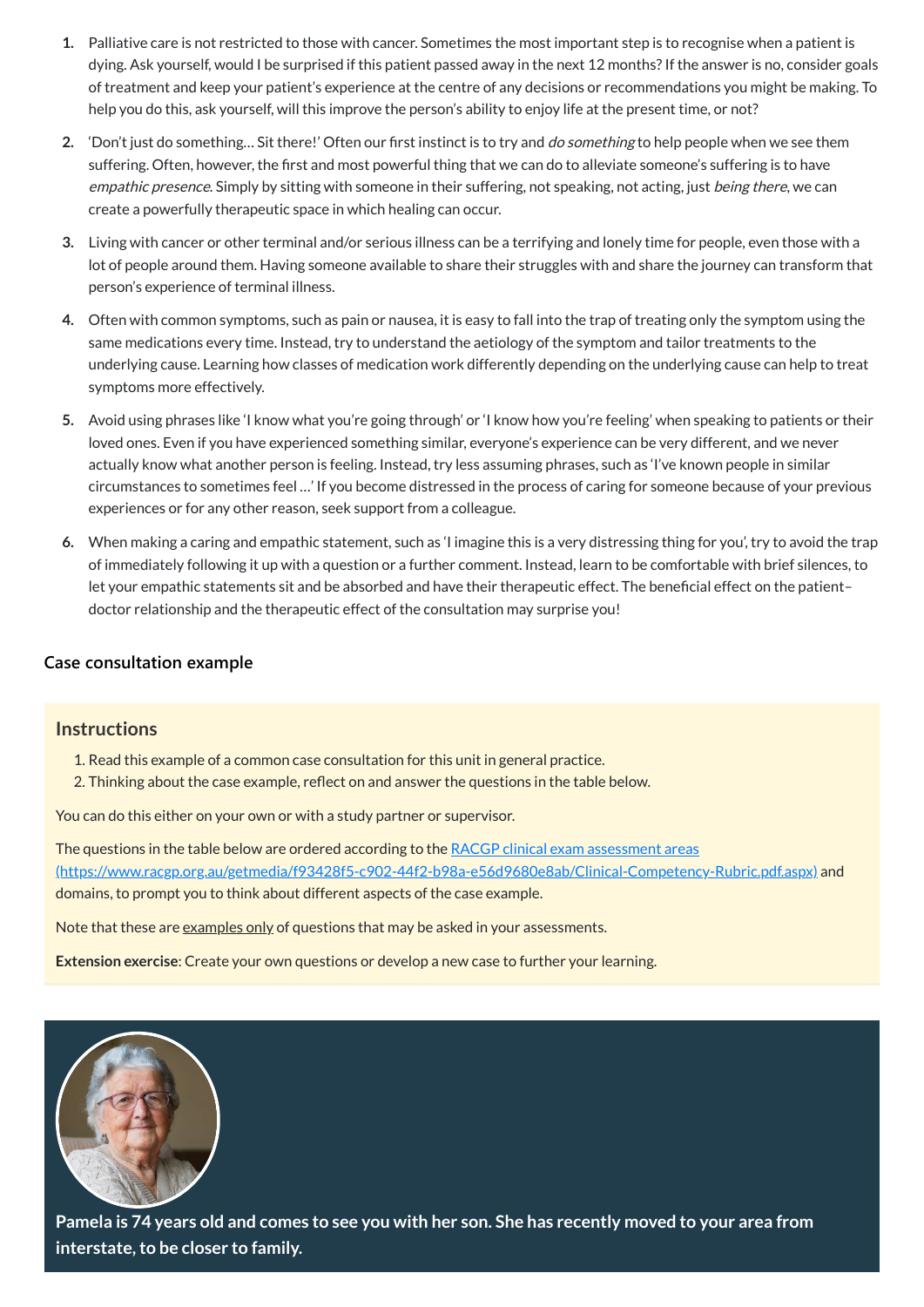1. Palliative care is not restricted to those with cancer. Sometimes the most important step is to recognise when a patient is dying. Ask yourself, would I be surprised if this patient passed away in the next 12 months? If the answer is no, consider goals of treatment and keep your patient's experience at the centre of any decisions or recommendations you might be making. To help you do this, ask yourself, will this improve the person's ability to enjoy life at the present time, or not?
2. 'Don't just do something… Sit there!' Often our first instinct is to try and *do something* to help people when we see them suffering. Often, however, the first and most powerful thing that we can do to alleviate someone's suffering is to have *empathic presence*. Simply by sitting with someone in their suffering, not speaking, not acting, just *being there*, we can create a powerfully therapeutic space in which healing can occur.
3. Living with cancer or other terminal and/or serious illness can be a terrifying and lonely time for people, even those with a lot of people around them. Having someone available to share their struggles with and share the journey can transform that person's experience of terminal illness.
4. Often with common symptoms, such as pain or nausea, it is easy to fall into the trap of treating only the symptom using the same medications every time. Instead, try to understand the aetiology of the symptom and tailor treatments to the underlying cause. Learning how classes of medication work differently depending on the underlying cause can help to treat symptoms more effectively.
5. Avoid using phrases like 'I know what you're going through' or 'I know how you're feeling' when speaking to patients or their loved ones. Even if you have experienced something similar, everyone's experience can be very different, and we never actually know what another person is feeling. Instead, try less assuming phrases, such as 'I've known people in similar circumstances to sometimes feel …' If you become distressed in the process of caring for someone because of your previous experiences or for any other reason, seek support from a colleague.
6. When making a caring and empathic statement, such as 'I imagine this is a very distressing thing for you', try to avoid the trap of immediately following it up with a question or a further comment. Instead, learn to be comfortable with brief silences, to let your empathic statements sit and be absorbed and have their therapeutic effect. The beneficial effect on the patient–doctor relationship and the therapeutic effect of the consultation may surprise you!

### Case consultation example

#### Instructions

1. Read this example of a common case consultation for this unit in general practice.
2. Thinking about the case example, reflect on and answer the questions in the table below.

You can do this either on your own or with a study partner or supervisor.

The questions in the table below are ordered according to the [RACGP clinical exam assessment areas (https://www.racgp.org.au/getmedia/f93428f5-c902-44f2-b98a-e56d9680e8ab/Clinical-Competency-Rubric.pdf.aspx)](https://www.racgp.org.au/getmedia/f93428f5-c902-44f2-b98a-e56d9680e8ab/Clinical-Competency-Rubric.pdf.aspx) and domains, to prompt you to think about different aspects of the case example.

Note that these are examples only of questions that may be asked in your assessments.

**Extension exercise**: Create your own questions or develop a new case to further your learning.

**Pamela is 74 years old and comes to see you with her son. She has recently moved to your area from interstate, to be closer to family.**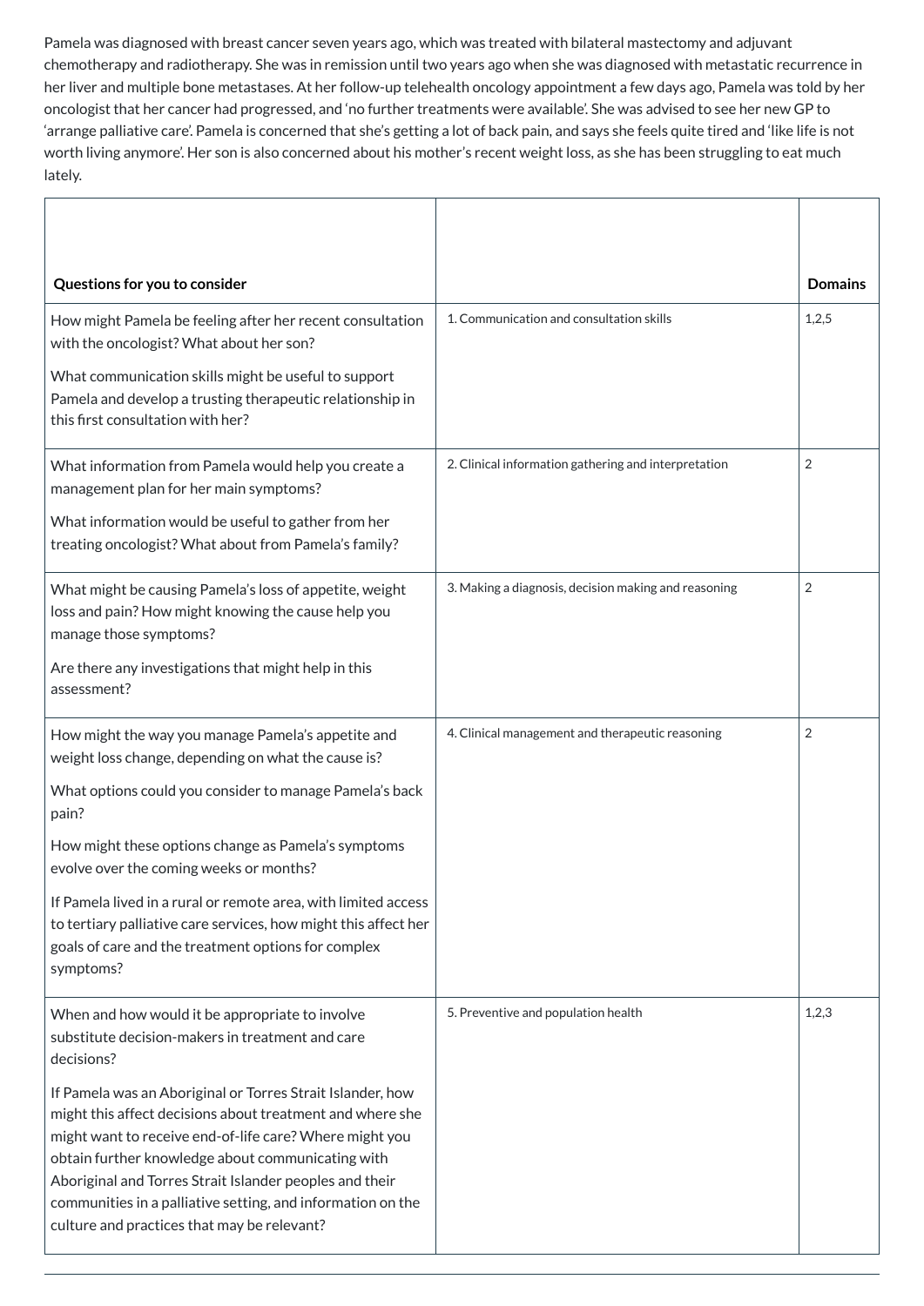Pamela was diagnosed with breast cancer seven years ago, which was treated with bilateral mastectomy and adjuvant chemotherapy and radiotherapy. She was in remission until two years ago when she was diagnosed with metastatic recurrence in her liver and multiple bone metastases. At her follow-up telehealth oncology appointment a few days ago, Pamela was told by her oncologist that her cancer had progressed, and 'no further treatments were available'. She was advised to see her new GP to 'arrange palliative care'. Pamela is concerned that she's getting a lot of back pain, and says she feels quite tired and 'like life is not worth living anymore'. Her son is also concerned about his mother's recent weight loss, as she has been struggling to eat much lately.

| **Questions for you to consider** | | **Domains** |
|---|---|---|
| How might Pamela be feeling after her recent consultation with the oncologist? What about her son?<br><br>What communication skills might be useful to support Pamela and develop a trusting therapeutic relationship in this first consultation with her? | 1. Communication and consultation skills | 1,2,5 |
| What information from Pamela would help you create a management plan for her main symptoms?<br><br>What information would be useful to gather from her treating oncologist? What about from Pamela's family? | 2. Clinical information gathering and interpretation | 2 |
| What might be causing Pamela's loss of appetite, weight loss and pain? How might knowing the cause help you manage those symptoms?<br><br>Are there any investigations that might help in this assessment? | 3. Making a diagnosis, decision making and reasoning | 2 |
| How might the way you manage Pamela's appetite and weight loss change, depending on what the cause is?<br><br>What options could you consider to manage Pamela's back pain?<br><br>How might these options change as Pamela's symptoms evolve over the coming weeks or months?<br><br>If Pamela lived in a rural or remote area, with limited access to tertiary palliative care services, how might this affect her goals of care and the treatment options for complex symptoms? | 4. Clinical management and therapeutic reasoning | 2 |
| When and how would it be appropriate to involve substitute decision-makers in treatment and care decisions?<br><br>If Pamela was an Aboriginal or Torres Strait Islander, how might this affect decisions about treatment and where she might want to receive end-of-life care? Where might you obtain further knowledge about communicating with Aboriginal and Torres Strait Islander peoples and their communities in a palliative setting, and information on the culture and practices that may be relevant? | 5. Preventive and population health | 1,2,3 |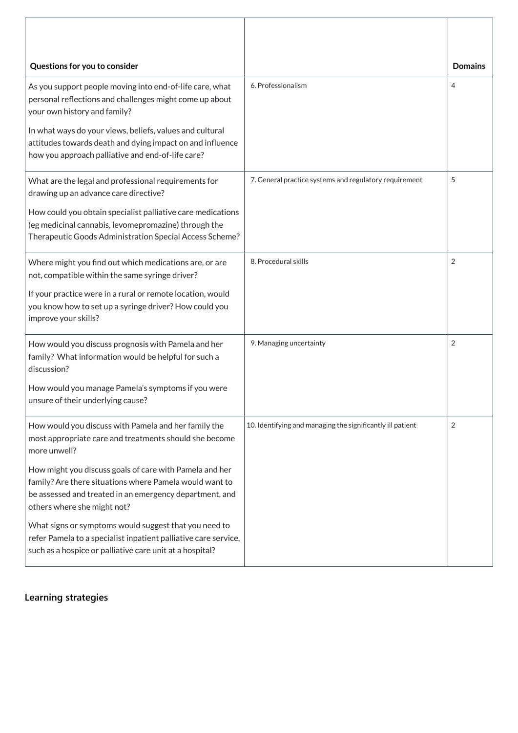| Questions for you to consider | | Domains |
|---|---|---|
| As you support people moving into end-of-life care, what personal reflections and challenges might come up about your own history and family?<br><br>In what ways do your views, beliefs, values and cultural attitudes towards death and dying impact on and influence how you approach palliative and end-of-life care? | 6. Professionalism | 4 |
| What are the legal and professional requirements for drawing up an advance care directive?<br><br>How could you obtain specialist palliative care medications (eg medicinal cannabis, levomepromazine) through the Therapeutic Goods Administration Special Access Scheme? | 7. General practice systems and regulatory requirement | 5 |
| Where might you find out which medications are, or are not, compatible within the same syringe driver?<br><br>If your practice were in a rural or remote location, would you know how to set up a syringe driver? How could you improve your skills? | 8. Procedural skills | 2 |
| How would you discuss prognosis with Pamela and her family? What information would be helpful for such a discussion?<br><br>How would you manage Pamela's symptoms if you were unsure of their underlying cause? | 9. Managing uncertainty | 2 |
| How would you discuss with Pamela and her family the most appropriate care and treatments should she become more unwell?<br><br>How might you discuss goals of care with Pamela and her family? Are there situations where Pamela would want to be assessed and treated in an emergency department, and others where she might not?<br><br>What signs or symptoms would suggest that you need to refer Pamela to a specialist inpatient palliative care service, such as a hospice or palliative care unit at a hospital? | 10. Identifying and managing the significantly ill patient | 2 |

## Learning strategies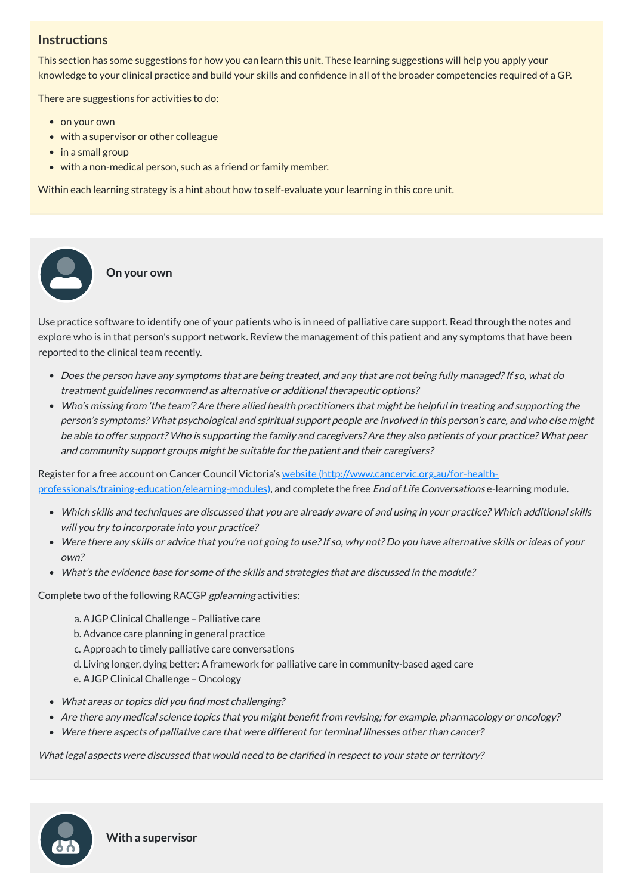## Instructions

This section has some suggestions for how you can learn this unit. These learning suggestions will help you apply your knowledge to your clinical practice and build your skills and confidence in all of the broader competencies required of a GP.

There are suggestions for activities to do:

- on your own
- with a supervisor or other colleague
- in a small group
- with a non-medical person, such as a friend or family member.

Within each learning strategy is a hint about how to self-evaluate your learning in this core unit.

### On your own

Use practice software to identify one of your patients who is in need of palliative care support. Read through the notes and explore who is in that person's support network. Review the management of this patient and any symptoms that have been reported to the clinical team recently.

- *Does the person have any symptoms that are being treated, and any that are not being fully managed? If so, what do treatment guidelines recommend as alternative or additional therapeutic options?*
- *Who's missing from 'the team'? Are there allied health practitioners that might be helpful in treating and supporting the person's symptoms? What psychological and spiritual support people are involved in this person's care, and who else might be able to offer support? Who is supporting the family and caregivers? Are they also patients of your practice? What peer and community support groups might be suitable for the patient and their caregivers?*

Register for a free account on Cancer Council Victoria's [website (http://www.cancervic.org.au/for-health-professionals/training-education/elearning-modules)](http://www.cancervic.org.au/for-health-professionals/training-education/elearning-modules), and complete the free *End of Life Conversations* e-learning module.

- *Which skills and techniques are discussed that you are already aware of and using in your practice? Which additional skills will you try to incorporate into your practice?*
- *Were there any skills or advice that you're not going to use? If so, why not? Do you have alternative skills or ideas of your own?*
- *What's the evidence base for some of the skills and strategies that are discussed in the module?*

Complete two of the following RACGP *gplearning* activities:

a. AJGP Clinical Challenge – Palliative care
b. Advance care planning in general practice
c. Approach to timely palliative care conversations
d. Living longer, dying better: A framework for palliative care in community-based aged care
e. AJGP Clinical Challenge – Oncology

- *What areas or topics did you find most challenging?*
- *Are there any medical science topics that you might benefit from revising; for example, pharmacology or oncology?*
- *Were there aspects of palliative care that were different for terminal illnesses other than cancer?*

*What legal aspects were discussed that would need to be clarified in respect to your state or territory?*

### With a supervisor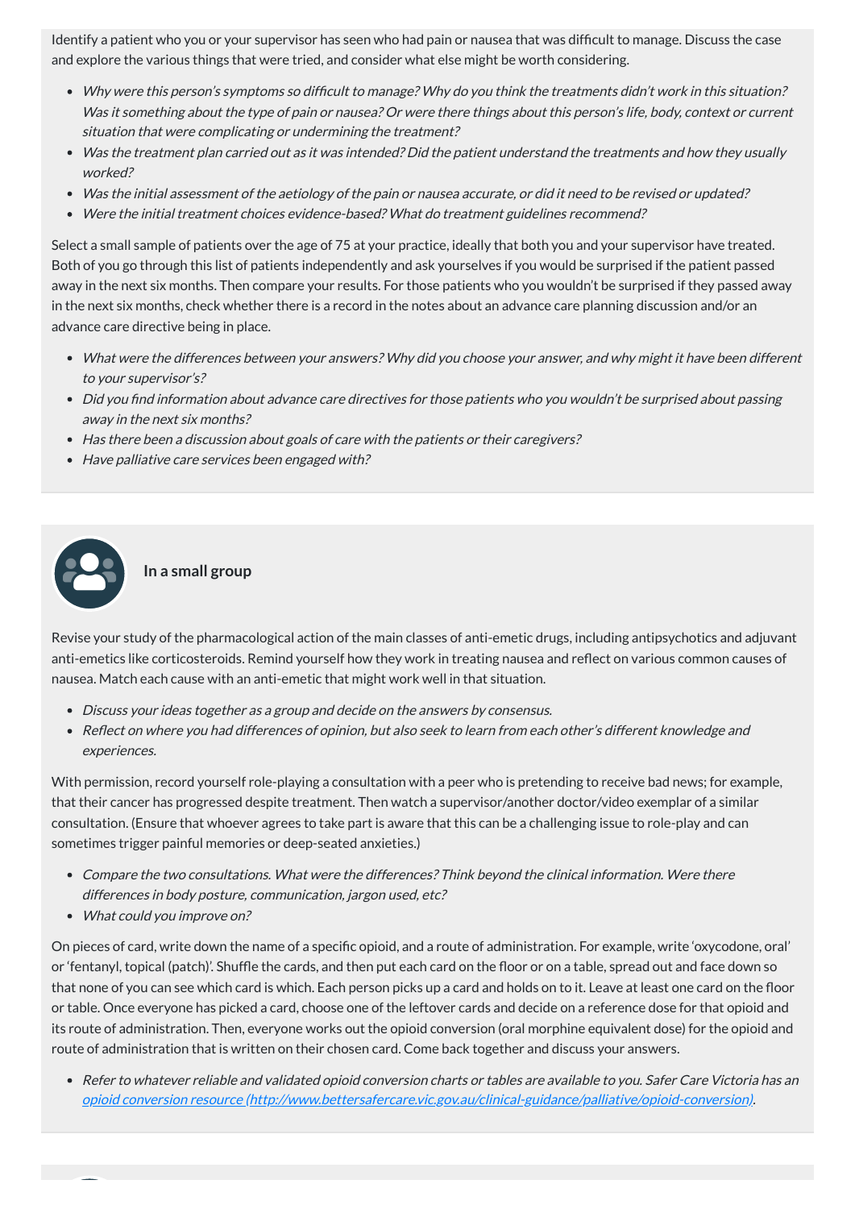Identify a patient who you or your supervisor has seen who had pain or nausea that was difficult to manage. Discuss the case and explore the various things that were tried, and consider what else might be worth considering.

- *Why were this person's symptoms so difficult to manage? Why do you think the treatments didn't work in this situation? Was it something about the type of pain or nausea? Or were there things about this person's life, body, context or current situation that were complicating or undermining the treatment?*
- *Was the treatment plan carried out as it was intended? Did the patient understand the treatments and how they usually worked?*
- *Was the initial assessment of the aetiology of the pain or nausea accurate, or did it need to be revised or updated?*
- *Were the initial treatment choices evidence-based? What do treatment guidelines recommend?*

Select a small sample of patients over the age of 75 at your practice, ideally that both you and your supervisor have treated. Both of you go through this list of patients independently and ask yourselves if you would be surprised if the patient passed away in the next six months. Then compare your results. For those patients who you wouldn't be surprised if they passed away in the next six months, check whether there is a record in the notes about an advance care planning discussion and/or an advance care directive being in place.

- *What were the differences between your answers? Why did you choose your answer, and why might it have been different to your supervisor's?*
- *Did you find information about advance care directives for those patients who you wouldn't be surprised about passing away in the next six months?*
- *Has there been a discussion about goals of care with the patients or their caregivers?*
- *Have palliative care services been engaged with?*

**In a small group**

Revise your study of the pharmacological action of the main classes of anti-emetic drugs, including antipsychotics and adjuvant anti-emetics like corticosteroids. Remind yourself how they work in treating nausea and reflect on various common causes of nausea. Match each cause with an anti-emetic that might work well in that situation.

- *Discuss your ideas together as a group and decide on the answers by consensus.*
- *Reflect on where you had differences of opinion, but also seek to learn from each other's different knowledge and experiences.*

With permission, record yourself role-playing a consultation with a peer who is pretending to receive bad news; for example, that their cancer has progressed despite treatment. Then watch a supervisor/another doctor/video exemplar of a similar consultation. (Ensure that whoever agrees to take part is aware that this can be a challenging issue to role-play and can sometimes trigger painful memories or deep-seated anxieties.)

- *Compare the two consultations. What were the differences? Think beyond the clinical information. Were there differences in body posture, communication, jargon used, etc?*
- *What could you improve on?*

On pieces of card, write down the name of a specific opioid, and a route of administration. For example, write 'oxycodone, oral' or 'fentanyl, topical (patch)'. Shuffle the cards, and then put each card on the floor or on a table, spread out and face down so that none of you can see which card is which. Each person picks up a card and holds on to it. Leave at least one card on the floor or table. Once everyone has picked a card, choose one of the leftover cards and decide on a reference dose for that opioid and its route of administration. Then, everyone works out the opioid conversion (oral morphine equivalent dose) for the opioid and route of administration that is written on their chosen card. Come back together and discuss your answers.

- *Refer to whatever reliable and validated opioid conversion charts or tables are available to you. Safer Care Victoria has an [opioid conversion resource (http://www.bettersafercare.vic.gov.au/clinical-guidance/palliative/opioid-conversion)](http://www.bettersafercare.vic.gov.au/clinical-guidance/palliative/opioid-conversion).*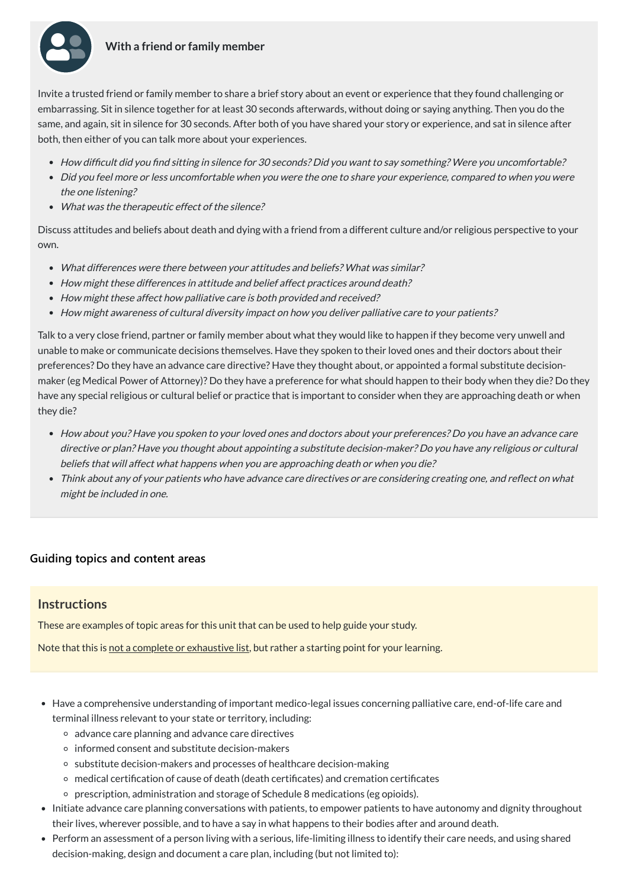### With a friend or family member

Invite a trusted friend or family member to share a brief story about an event or experience that they found challenging or embarrassing. Sit in silence together for at least 30 seconds afterwards, without doing or saying anything. Then you do the same, and again, sit in silence for 30 seconds. After both of you have shared your story or experience, and sat in silence after both, then either of you can talk more about your experiences.

- *How difficult did you find sitting in silence for 30 seconds? Did you want to say something? Were you uncomfortable?*
- *Did you feel more or less uncomfortable when you were the one to share your experience, compared to when you were the one listening?*
- *What was the therapeutic effect of the silence?*

Discuss attitudes and beliefs about death and dying with a friend from a different culture and/or religious perspective to your own.

- *What differences were there between your attitudes and beliefs? What was similar?*
- *How might these differences in attitude and belief affect practices around death?*
- *How might these affect how palliative care is both provided and received?*
- *How might awareness of cultural diversity impact on how you deliver palliative care to your patients?*

Talk to a very close friend, partner or family member about what they would like to happen if they become very unwell and unable to make or communicate decisions themselves. Have they spoken to their loved ones and their doctors about their preferences? Do they have an advance care directive? Have they thought about, or appointed a formal substitute decision-maker (eg Medical Power of Attorney)? Do they have a preference for what should happen to their body when they die? Do they have any special religious or cultural belief or practice that is important to consider when they are approaching death or when they die?

- *How about you? Have you spoken to your loved ones and doctors about your preferences? Do you have an advance care directive or plan? Have you thought about appointing a substitute decision-maker? Do you have any religious or cultural beliefs that will affect what happens when you are approaching death or when you die?*
- *Think about any of your patients who have advance care directives or are considering creating one, and reflect on what might be included in one.*

### Guiding topics and content areas

#### Instructions

These are examples of topic areas for this unit that can be used to help guide your study.

Note that this is not a complete or exhaustive list, but rather a starting point for your learning.

- Have a comprehensive understanding of important medico-legal issues concerning palliative care, end-of-life care and terminal illness relevant to your state or territory, including:
  - advance care planning and advance care directives
  - informed consent and substitute decision-makers
  - substitute decision-makers and processes of healthcare decision-making
  - medical certification of cause of death (death certificates) and cremation certificates
  - prescription, administration and storage of Schedule 8 medications (eg opioids).
- Initiate advance care planning conversations with patients, to empower patients to have autonomy and dignity throughout their lives, wherever possible, and to have a say in what happens to their bodies after and around death.
- Perform an assessment of a person living with a serious, life-limiting illness to identify their care needs, and using shared decision-making, design and document a care plan, including (but not limited to):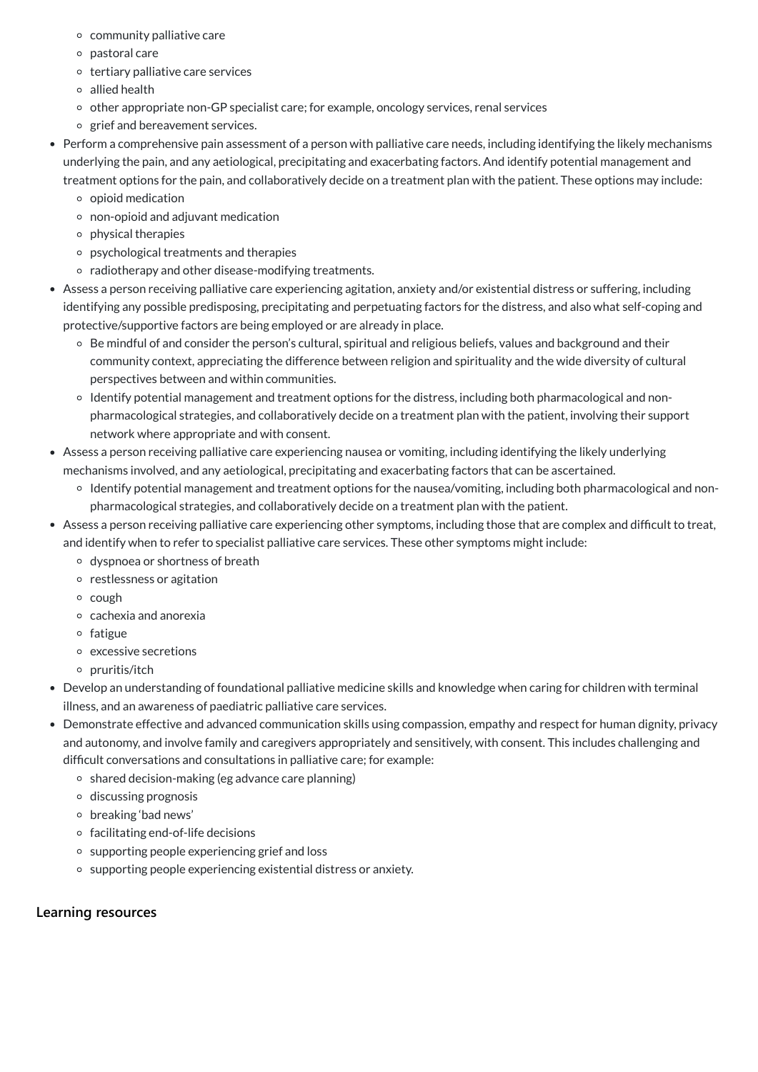- community palliative care
  - pastoral care
  - tertiary palliative care services
  - allied health
  - other appropriate non-GP specialist care; for example, oncology services, renal services
  - grief and bereavement services.
- Perform a comprehensive pain assessment of a person with palliative care needs, including identifying the likely mechanisms underlying the pain, and any aetiological, precipitating and exacerbating factors. And identify potential management and treatment options for the pain, and collaboratively decide on a treatment plan with the patient. These options may include:
  - opioid medication
  - non-opioid and adjuvant medication
  - physical therapies
  - psychological treatments and therapies
  - radiotherapy and other disease-modifying treatments.
- Assess a person receiving palliative care experiencing agitation, anxiety and/or existential distress or suffering, including identifying any possible predisposing, precipitating and perpetuating factors for the distress, and also what self-coping and protective/supportive factors are being employed or are already in place.
  - Be mindful of and consider the person's cultural, spiritual and religious beliefs, values and background and their community context, appreciating the difference between religion and spirituality and the wide diversity of cultural perspectives between and within communities.
  - Identify potential management and treatment options for the distress, including both pharmacological and non-pharmacological strategies, and collaboratively decide on a treatment plan with the patient, involving their support network where appropriate and with consent.
- Assess a person receiving palliative care experiencing nausea or vomiting, including identifying the likely underlying mechanisms involved, and any aetiological, precipitating and exacerbating factors that can be ascertained.
  - Identify potential management and treatment options for the nausea/vomiting, including both pharmacological and non-pharmacological strategies, and collaboratively decide on a treatment plan with the patient.
- Assess a person receiving palliative care experiencing other symptoms, including those that are complex and difficult to treat, and identify when to refer to specialist palliative care services. These other symptoms might include:
  - dyspnoea or shortness of breath
  - restlessness or agitation
  - cough
  - cachexia and anorexia
  - fatigue
  - excessive secretions
  - pruritis/itch
- Develop an understanding of foundational palliative medicine skills and knowledge when caring for children with terminal illness, and an awareness of paediatric palliative care services.
- Demonstrate effective and advanced communication skills using compassion, empathy and respect for human dignity, privacy and autonomy, and involve family and caregivers appropriately and sensitively, with consent. This includes challenging and difficult conversations and consultations in palliative care; for example:
  - shared decision-making (eg advance care planning)
  - discussing prognosis
  - breaking 'bad news'
  - facilitating end-of-life decisions
  - supporting people experiencing grief and loss
  - supporting people experiencing existential distress or anxiety.

#### Learning resources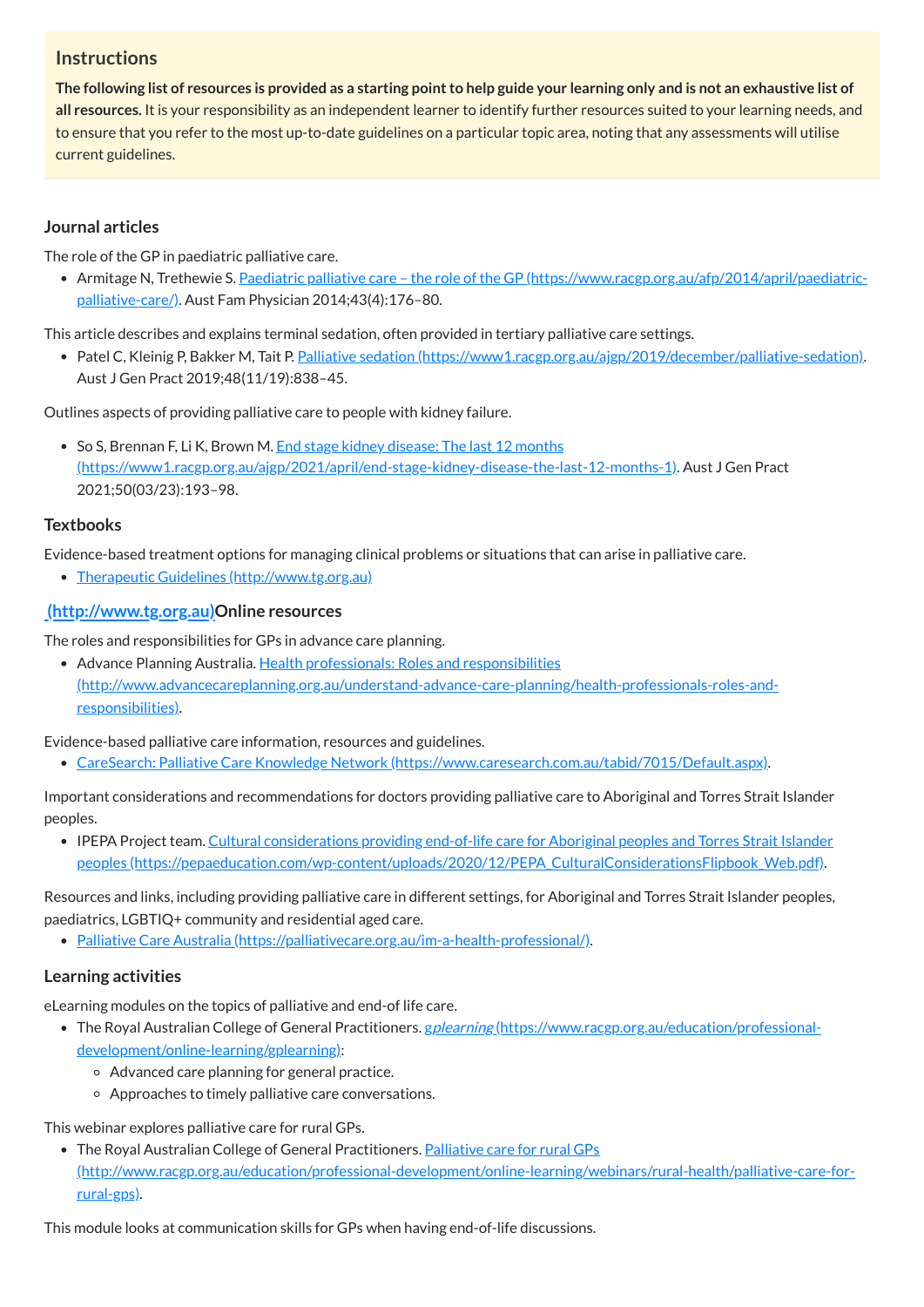## Instructions

**The following list of resources is provided as a starting point to help guide your learning only and is not an exhaustive list of all resources.** It is your responsibility as an independent learner to identify further resources suited to your learning needs, and to ensure that you refer to the most up-to-date guidelines on a particular topic area, noting that any assessments will utilise current guidelines.

### Journal articles

The role of the GP in paediatric palliative care.

- Armitage N, Trethewie S. [Paediatric palliative care – the role of the GP (https://www.racgp.org.au/afp/2014/april/paediatric-palliative-care/)](https://www.racgp.org.au/afp/2014/april/paediatric-palliative-care/). Aust Fam Physician 2014;43(4):176–80.

This article describes and explains terminal sedation, often provided in tertiary palliative care settings.

- Patel C, Kleinig P, Bakker M, Tait P. [Palliative sedation (https://www1.racgp.org.au/ajgp/2019/december/palliative-sedation)](https://www1.racgp.org.au/ajgp/2019/december/palliative-sedation). Aust J Gen Pract 2019;48(11/19):838–45.

Outlines aspects of providing palliative care to people with kidney failure.

- So S, Brennan F, Li K, Brown M. [End stage kidney disease: The last 12 months (https://www1.racgp.org.au/ajgp/2021/april/end-stage-kidney-disease-the-last-12-months-1)](https://www1.racgp.org.au/ajgp/2021/april/end-stage-kidney-disease-the-last-12-months-1). Aust J Gen Pract 2021;50(03/23):193–98.

### Textbooks

Evidence-based treatment options for managing clinical problems or situations that can arise in palliative care.

- [Therapeutic Guidelines (http://www.tg.org.au)](http://www.tg.org.au)

### [(http://www.tg.org.au)](http://www.tg.org.au)Online resources

The roles and responsibilities for GPs in advance care planning.

- Advance Planning Australia. [Health professionals: Roles and responsibilities (http://www.advancecareplanning.org.au/understand-advance-care-planning/health-professionals-roles-and-responsibilities)](http://www.advancecareplanning.org.au/understand-advance-care-planning/health-professionals-roles-and-responsibilities).

Evidence-based palliative care information, resources and guidelines.

- [CareSearch: Palliative Care Knowledge Network (https://www.caresearch.com.au/tabid/7015/Default.aspx)](https://www.caresearch.com.au/tabid/7015/Default.aspx).

Important considerations and recommendations for doctors providing palliative care to Aboriginal and Torres Strait Islander peoples.

- IPEPA Project team. [Cultural considerations providing end-of-life care for Aboriginal peoples and Torres Strait Islander peoples (https://pepaeducation.com/wp-content/uploads/2020/12/PEPA_CulturalConsiderationsFlipbook_Web.pdf)](https://pepaeducation.com/wp-content/uploads/2020/12/PEPA_CulturalConsiderationsFlipbook_Web.pdf).

Resources and links, including providing palliative care in different settings, for Aboriginal and Torres Strait Islander peoples, paediatrics, LGBTIQ+ community and residential aged care.

- [Palliative Care Australia (https://palliativecare.org.au/im-a-health-professional/)](https://palliativecare.org.au/im-a-health-professional/).

### Learning activities

eLearning modules on the topics of palliative and end-of life care.

- The Royal Australian College of General Practitioners. [g*plearning* (https://www.racgp.org.au/education/professional-development/online-learning/gplearning)](https://www.racgp.org.au/education/professional-development/online-learning/gplearning):
  - Advanced care planning for general practice.
  - Approaches to timely palliative care conversations.

This webinar explores palliative care for rural GPs.

- The Royal Australian College of General Practitioners. [Palliative care for rural GPs (http://www.racgp.org.au/education/professional-development/online-learning/webinars/rural-health/palliative-care-for-rural-gps)](http://www.racgp.org.au/education/professional-development/online-learning/webinars/rural-health/palliative-care-for-rural-gps).

This module looks at communication skills for GPs when having end-of-life discussions.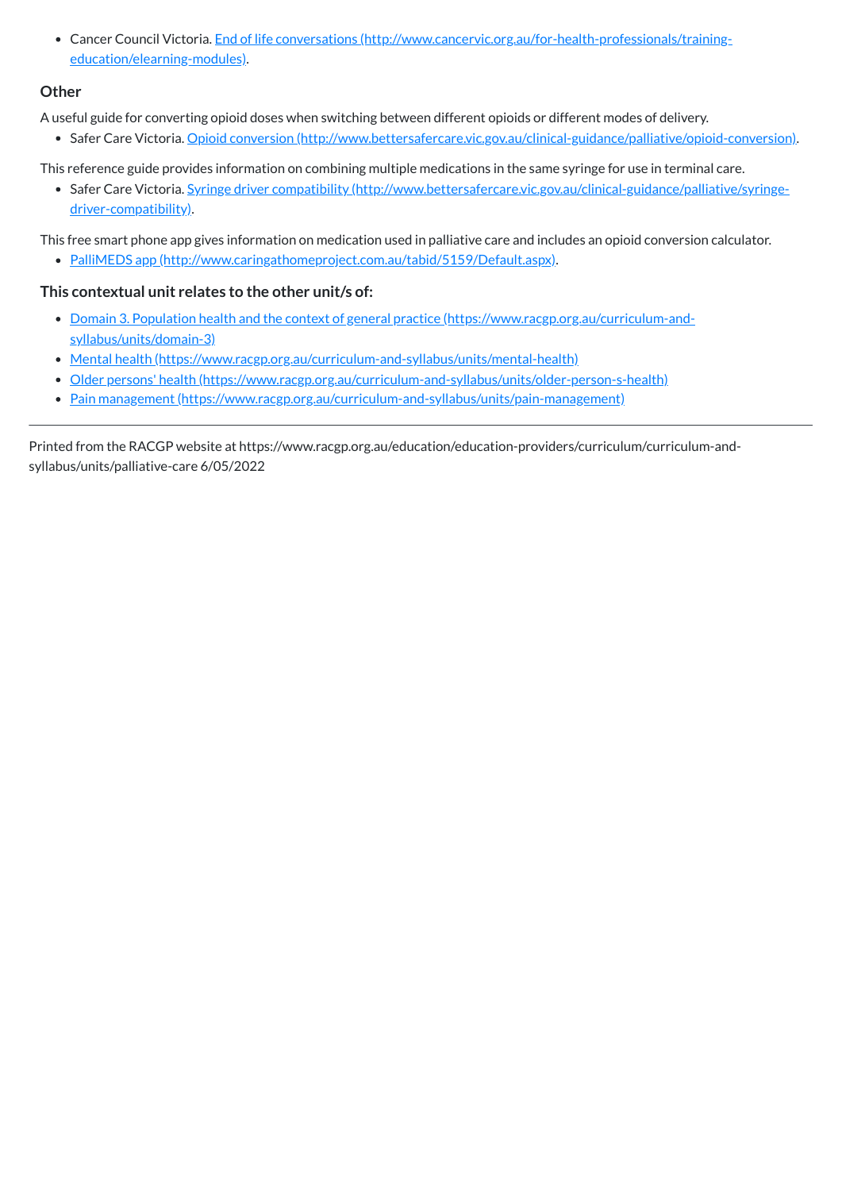- Cancer Council Victoria. [End of life conversations (http://www.cancervic.org.au/for-health-professionals/training-education/elearning-modules)](http://www.cancervic.org.au/for-health-professionals/training-education/elearning-modules).

### Other

A useful guide for converting opioid doses when switching between different opioids or different modes of delivery.

- Safer Care Victoria. [Opioid conversion (http://www.bettersafercare.vic.gov.au/clinical-guidance/palliative/opioid-conversion)](http://www.bettersafercare.vic.gov.au/clinical-guidance/palliative/opioid-conversion).

This reference guide provides information on combining multiple medications in the same syringe for use in terminal care.

- Safer Care Victoria. [Syringe driver compatibility (http://www.bettersafercare.vic.gov.au/clinical-guidance/palliative/syringe-driver-compatibility)](http://www.bettersafercare.vic.gov.au/clinical-guidance/palliative/syringe-driver-compatibility).

This free smart phone app gives information on medication used in palliative care and includes an opioid conversion calculator.

- [PalliMEDS app (http://www.caringathomeproject.com.au/tabid/5159/Default.aspx)](http://www.caringathomeproject.com.au/tabid/5159/Default.aspx).

### This contextual unit relates to the other unit/s of:

- [Domain 3. Population health and the context of general practice (https://www.racgp.org.au/curriculum-and-syllabus/units/domain-3)](https://www.racgp.org.au/curriculum-and-syllabus/units/domain-3)
- [Mental health (https://www.racgp.org.au/curriculum-and-syllabus/units/mental-health)](https://www.racgp.org.au/curriculum-and-syllabus/units/mental-health)
- [Older persons' health (https://www.racgp.org.au/curriculum-and-syllabus/units/older-person-s-health)](https://www.racgp.org.au/curriculum-and-syllabus/units/older-person-s-health)
- [Pain management (https://www.racgp.org.au/curriculum-and-syllabus/units/pain-management)](https://www.racgp.org.au/curriculum-and-syllabus/units/pain-management)